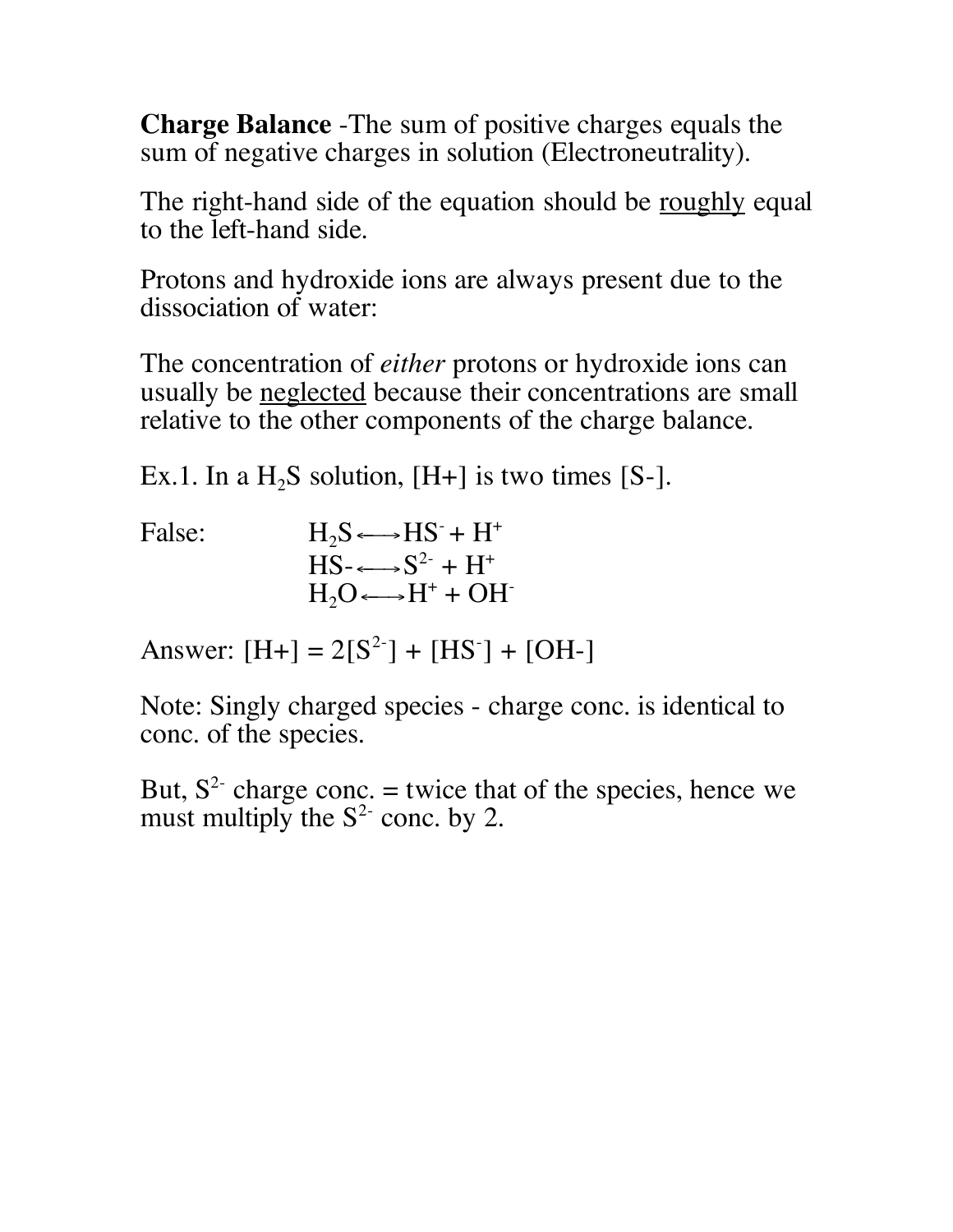**Charge Balance** -The sum of positive charges equals the sum of negative charges in solution (Electroneutrality).

The right-hand side of the equation should be roughly equal to the left-hand side.

Protons and hydroxide ions are always present due to the dissociation of water:

The concentration of *either* protons or hydroxide ions can usually be neglected because their concentrations are small relative to the other components of the charge balance.

Ex.1. In a $H_2S$ solution, [H+] is two times [S-].

False:

$$H_2S \longleftrightarrow HS^- + H^+$$
$$HS^- \longleftrightarrow S^{2-} + H^+$$
$$H_2O \longleftrightarrow H^+ + OH^-$$

Answer: $[H^+] = 2[S^{2-}] + [HS^-] + [OH^-]$

Note: Singly charged species - charge conc. is identical to conc. of the species.

But, $S^{2-}$ charge conc. = twice that of the species, hence we must multiply the $S^{2-}$ conc. by 2.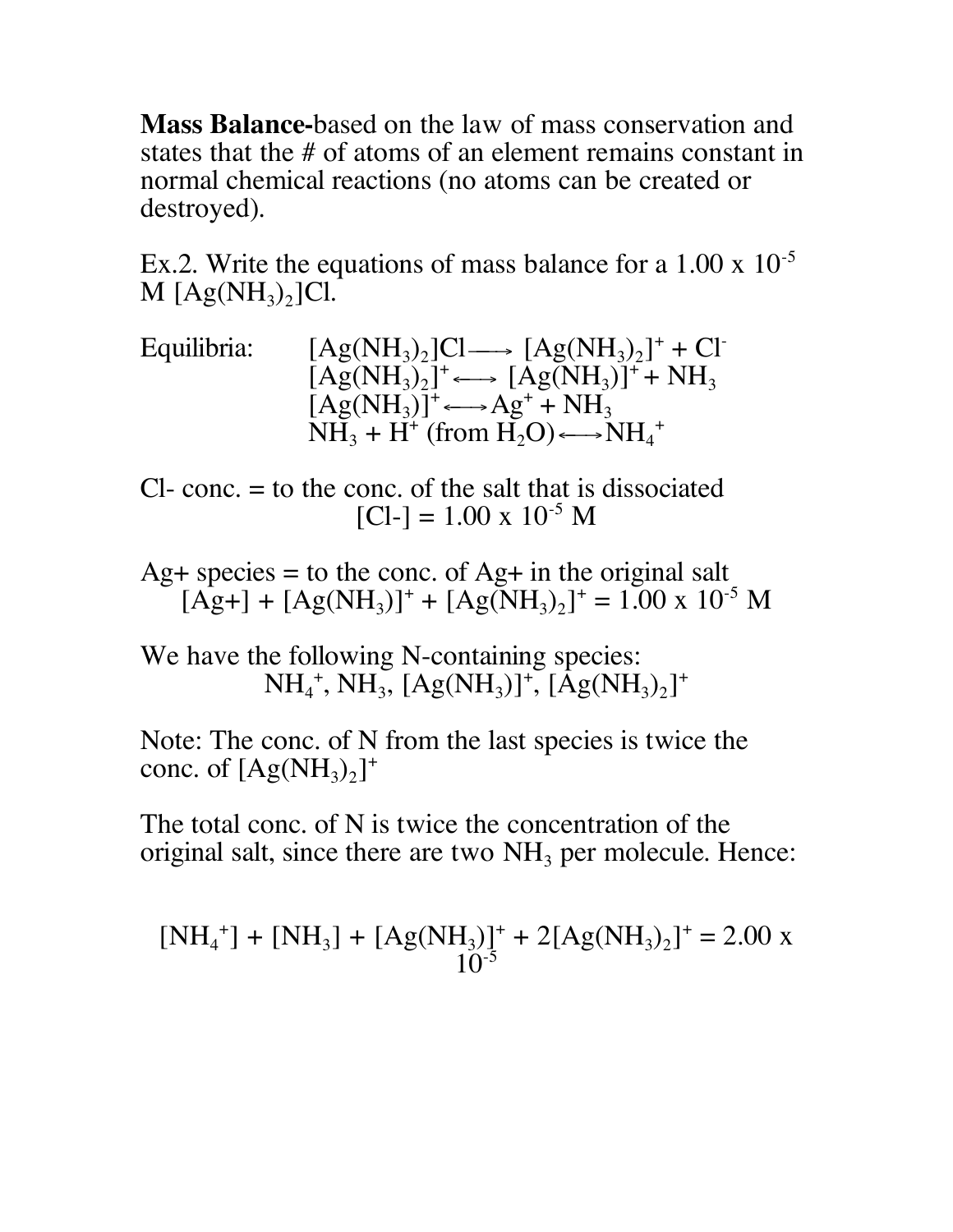**Mass Balance-**based on the law of mass conservation and states that the # of atoms of an element remains constant in normal chemical reactions (no atoms can be created or destroyed).

Ex.2. Write the equations of mass balance for a $1.00 \times 10^{-5}$ M $[Ag(NH_3)_2]Cl$.

Equilibria:

$$[Ag(NH_3)_2]Cl \longrightarrow [Ag(NH_3)_2]^+ + Cl^-$$
$$[Ag(NH_3)_2]^+ \longleftrightarrow [Ag(NH_3)]^+ + NH_3$$
$$[Ag(NH_3)]^+ \longleftrightarrow Ag^+ + NH_3$$
$$NH_3 + H^+ \text{ (from } H_2O) \longleftrightarrow NH_4^+$$

Cl- conc. = to the conc. of the salt that is dissociated

$$[Cl^-] = 1.00 \times 10^{-5} \text{ M}$$

Ag+ species = to the conc. of Ag+ in the original salt

$$[Ag^+] + [Ag(NH_3)]^+ + [Ag(NH_3)_2]^+ = 1.00 \times 10^{-5} \text{ M}$$

We have the following N-containing species:

$$NH_4^+, NH_3, [Ag(NH_3)]^+, [Ag(NH_3)_2]^+$$

Note: The conc. of N from the last species is twice the conc. of $[Ag(NH_3)_2]^+$

The total conc. of N is twice the concentration of the original salt, since there are two $NH_3$ per molecule. Hence:

$$[NH_4^+] + [NH_3] + [Ag(NH_3)]^+ + 2[Ag(NH_3)_2]^+ = 2.00 \times 10^{-5}$$